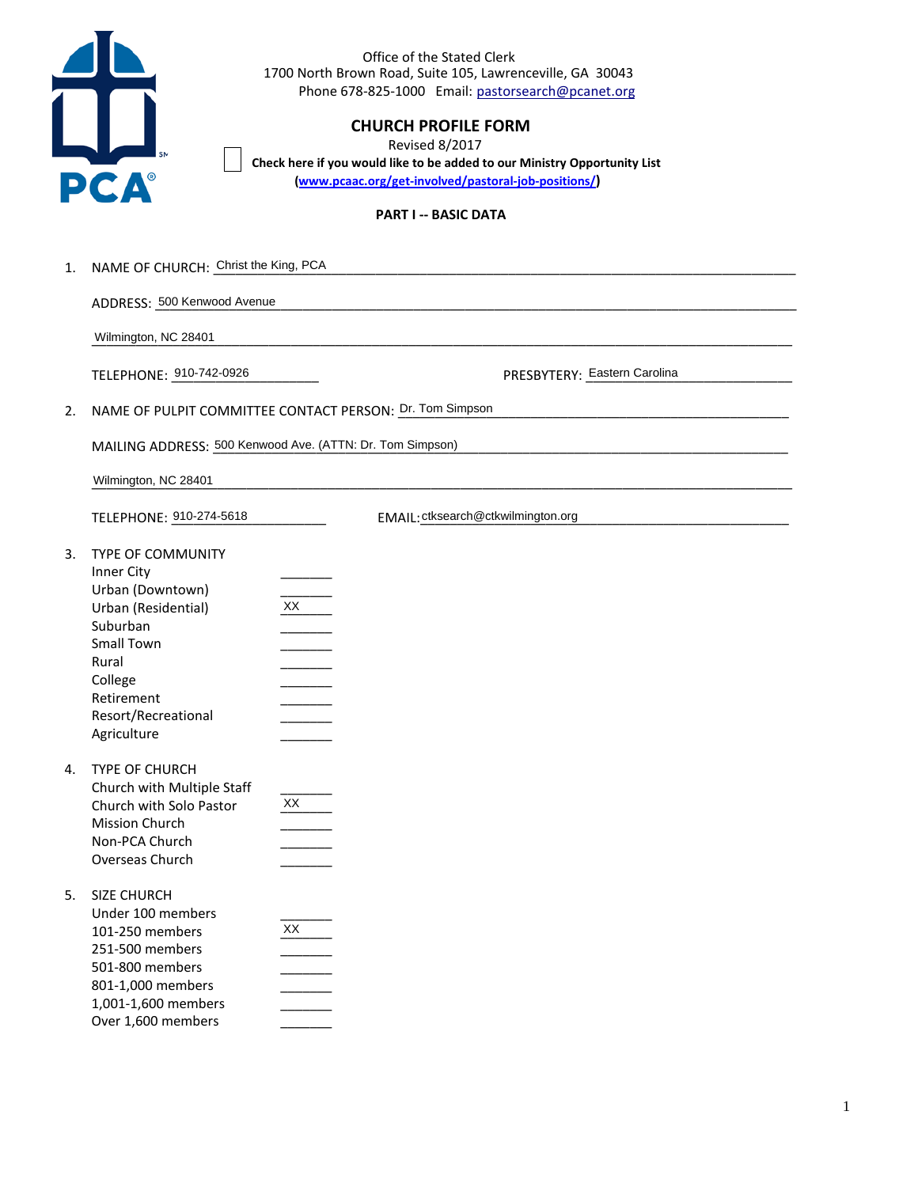Office of the Stated Clerk
1700 North Brown Road, Suite 105, Lawrenceville, GA 30043
Phone 678-825-1000 Email: pastorsearch@pcanet.org

# CHURCH PROFILE FORM

Revised 8/2017

☐ **Check here if you would like to be added to our Ministry Opportunity List (www.pcaac.org/get-involved/pastoral-job-positions/)**

## PART I -- BASIC DATA

1. NAME OF CHURCH: Christ the King, PCA

   ADDRESS: 500 Kenwood Avenue

   Wilmington, NC 28401

   TELEPHONE: 910-742-0926 PRESBYTERY: Eastern Carolina

2. NAME OF PULPIT COMMITTEE CONTACT PERSON: Dr. Tom Simpson

   MAILING ADDRESS: 500 Kenwood Ave. (ATTN: Dr. Tom Simpson)

   Wilmington, NC 28401

   TELEPHONE: 910-274-5618 EMAIL: ctksearch@ctkwilmington.org

3. TYPE OF COMMUNITY

| | |
|---|---|
| Inner City | |
| Urban (Downtown) | |
| Urban (Residential) | XX |
| Suburban | |
| Small Town | |
| Rural | |
| College | |
| Retirement | |
| Resort/Recreational | |
| Agriculture | |

4. TYPE OF CHURCH

| | |
|---|---|
| Church with Multiple Staff | |
| Church with Solo Pastor | XX |
| Mission Church | |
| Non-PCA Church | |
| Overseas Church | |

5. SIZE CHURCH

| | |
|---|---|
| Under 100 members | |
| 101-250 members | XX |
| 251-500 members | |
| 501-800 members | |
| 801-1,000 members | |
| 1,001-1,600 members | |
| Over 1,600 members | |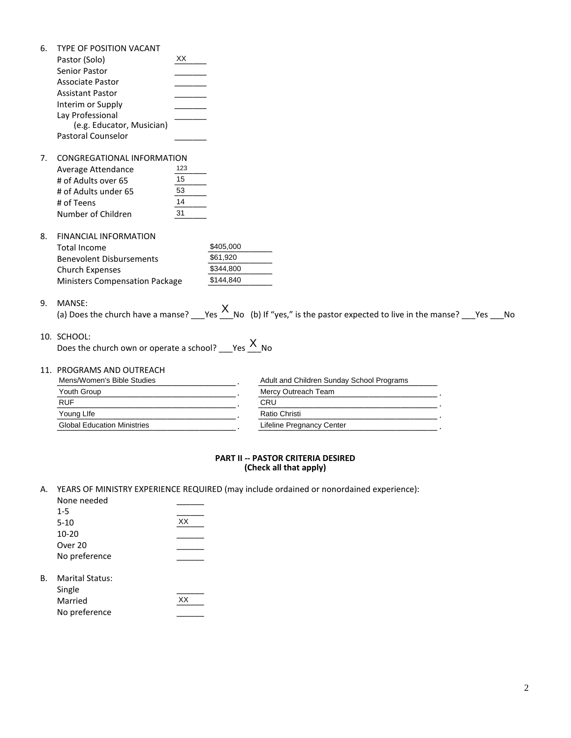6. TYPE OF POSITION VACANT
   - Pastor (Solo) XX
   - Senior Pastor _______
   - Associate Pastor _______
   - Assistant Pastor _______
   - Interim or Supply _______
   - Lay Professional (e.g. Educator, Musician) _______
   - Pastoral Counselor _______

7. CONGREGATIONAL INFORMATION
   - Average Attendance 123
   - # of Adults over 65 15
   - # of Adults under 65 53
   - # of Teens 14
   - Number of Children 31

8. FINANCIAL INFORMATION
   - Total Income $405,000
   - Benevolent Disbursements $61,920
   - Church Expenses $344,800
   - Ministers Compensation Package $144,840

9. MANSE:
   (a) Does the church have a manse? ___Yes X No (b) If "yes," is the pastor expected to live in the manse? ___Yes ___No

10. SCHOOL:
    Does the church own or operate a school? ___Yes X No

11. PROGRAMS AND OUTREACH

| | |
|---|---|
| Mens/Women's Bible Studies | Adult and Children Sunday School Programs |
| Youth Group | Mercy Outreach Team |
| RUF | CRU |
| Young LIfe | Ratio Christi |
| Global Education Ministries | Lifeline Pregnancy Center |

**PART II -- PASTOR CRITERIA DESIRED**
**(Check all that apply)**

A. YEARS OF MINISTRY EXPERIENCE REQUIRED (may include ordained or nonordained experience):
   - None needed ______
   - 1-5 ______
   - 5-10 XX
   - 10-20 ______
   - Over 20 ______
   - No preference ______

B. Marital Status:
   - Single ______
   - Married XX
   - No preference ______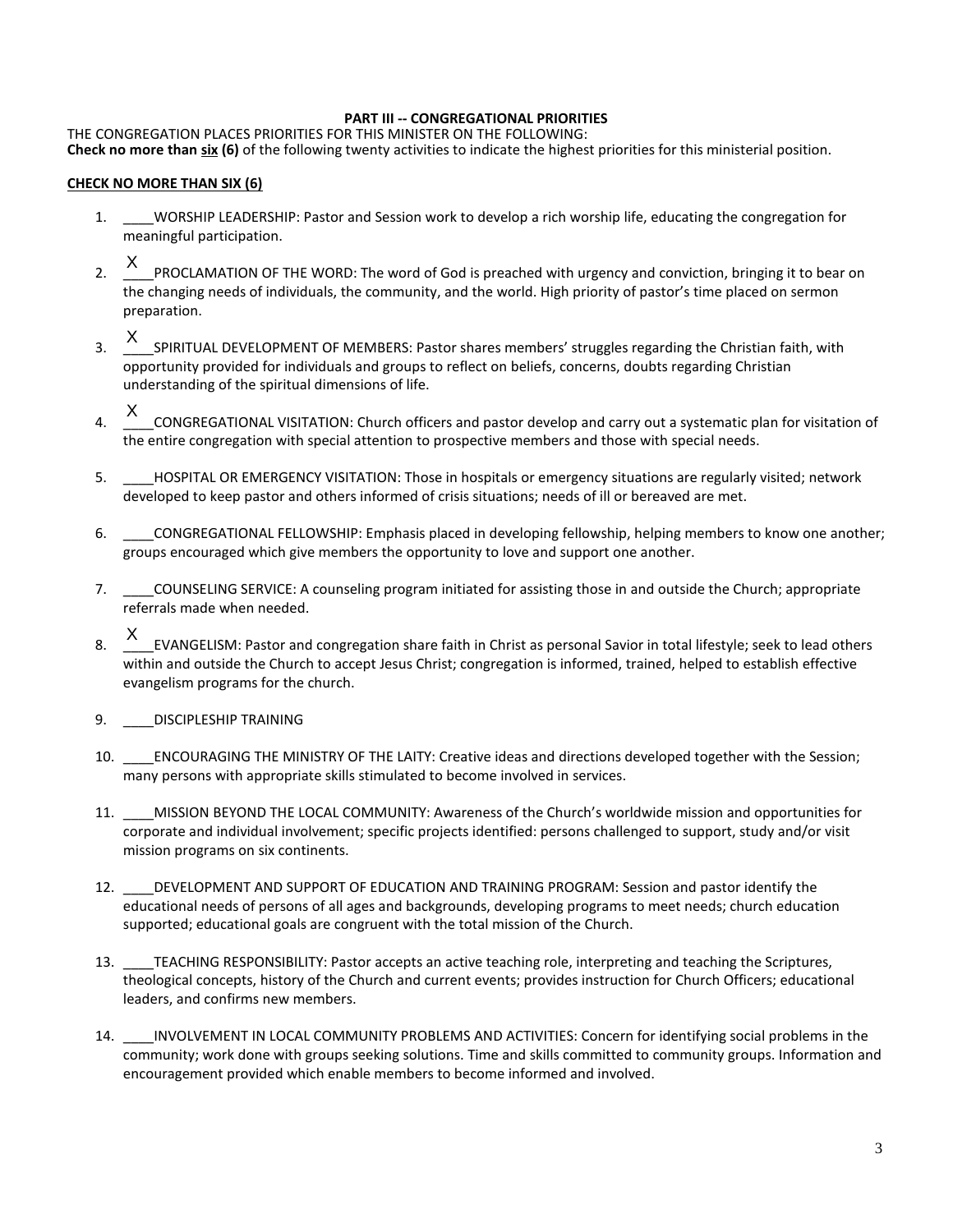**PART III -- CONGREGATIONAL PRIORITIES**

THE CONGREGATION PLACES PRIORITIES FOR THIS MINISTER ON THE FOLLOWING:
**Check no more than six (6)** of the following twenty activities to indicate the highest priorities for this ministerial position.

**CHECK NO MORE THAN SIX (6)**

1. ____WORSHIP LEADERSHIP: Pastor and Session work to develop a rich worship life, educating the congregation for meaningful participation.
2. \_\_X\_\_PROCLAMATION OF THE WORD: The word of God is preached with urgency and conviction, bringing it to bear on the changing needs of individuals, the community, and the world. High priority of pastor's time placed on sermon preparation.
3. \_\_X\_\_SPIRITUAL DEVELOPMENT OF MEMBERS: Pastor shares members' struggles regarding the Christian faith, with opportunity provided for individuals and groups to reflect on beliefs, concerns, doubts regarding Christian understanding of the spiritual dimensions of life.
4. \_\_X\_\_CONGREGATIONAL VISITATION: Church officers and pastor develop and carry out a systematic plan for visitation of the entire congregation with special attention to prospective members and those with special needs.
5. ____HOSPITAL OR EMERGENCY VISITATION: Those in hospitals or emergency situations are regularly visited; network developed to keep pastor and others informed of crisis situations; needs of ill or bereaved are met.
6. ____CONGREGATIONAL FELLOWSHIP: Emphasis placed in developing fellowship, helping members to know one another; groups encouraged which give members the opportunity to love and support one another.
7. ____COUNSELING SERVICE: A counseling program initiated for assisting those in and outside the Church; appropriate referrals made when needed.
8. \_\_X\_\_EVANGELISM: Pastor and congregation share faith in Christ as personal Savior in total lifestyle; seek to lead others within and outside the Church to accept Jesus Christ; congregation is informed, trained, helped to establish effective evangelism programs for the church.
9. ____DISCIPLESHIP TRAINING
10. ____ENCOURAGING THE MINISTRY OF THE LAITY: Creative ideas and directions developed together with the Session; many persons with appropriate skills stimulated to become involved in services.
11. ____MISSION BEYOND THE LOCAL COMMUNITY: Awareness of the Church's worldwide mission and opportunities for corporate and individual involvement; specific projects identified: persons challenged to support, study and/or visit mission programs on six continents.
12. ____DEVELOPMENT AND SUPPORT OF EDUCATION AND TRAINING PROGRAM: Session and pastor identify the educational needs of persons of all ages and backgrounds, developing programs to meet needs; church education supported; educational goals are congruent with the total mission of the Church.
13. ____TEACHING RESPONSIBILITY: Pastor accepts an active teaching role, interpreting and teaching the Scriptures, theological concepts, history of the Church and current events; provides instruction for Church Officers; educational leaders, and confirms new members.
14. ____INVOLVEMENT IN LOCAL COMMUNITY PROBLEMS AND ACTIVITIES: Concern for identifying social problems in the community; work done with groups seeking solutions. Time and skills committed to community groups. Information and encouragement provided which enable members to become informed and involved.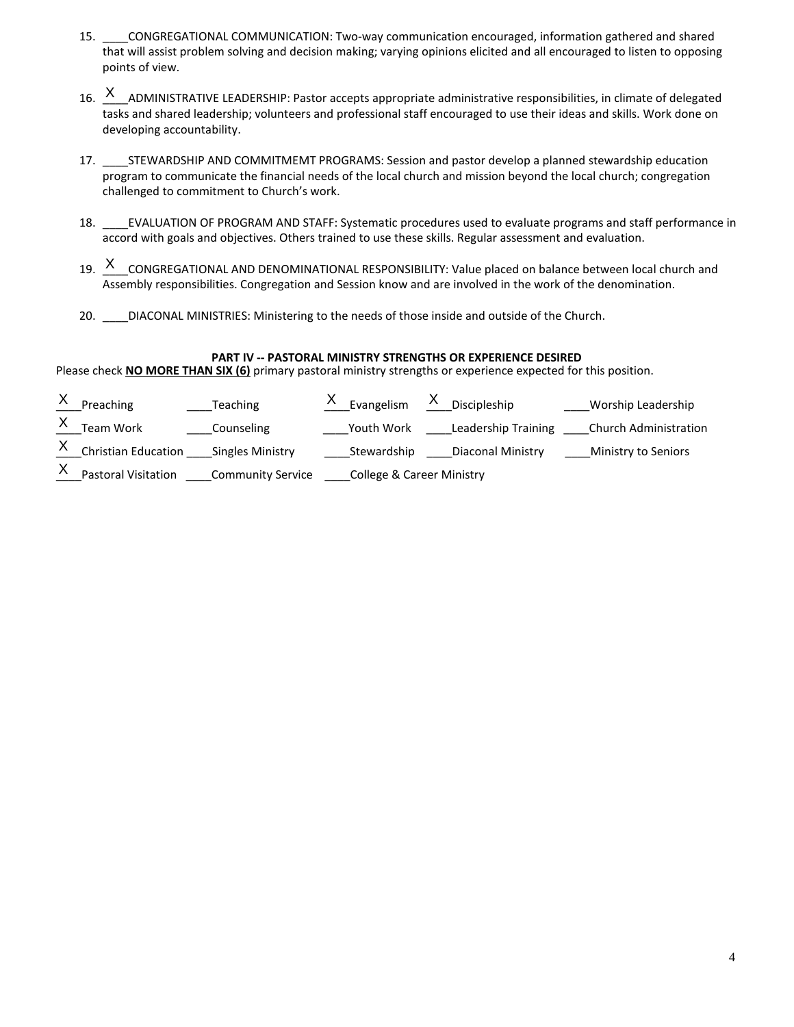15. ____CONGREGATIONAL COMMUNICATION: Two-way communication encouraged, information gathered and shared that will assist problem solving and decision making; varying opinions elicited and all encouraged to listen to opposing points of view.

16. _X_ADMINISTRATIVE LEADERSHIP: Pastor accepts appropriate administrative responsibilities, in climate of delegated tasks and shared leadership; volunteers and professional staff encouraged to use their ideas and skills. Work done on developing accountability.

17. ____STEWARDSHIP AND COMMITMEMT PROGRAMS: Session and pastor develop a planned stewardship education program to communicate the financial needs of the local church and mission beyond the local church; congregation challenged to commitment to Church's work.

18. ____EVALUATION OF PROGRAM AND STAFF: Systematic procedures used to evaluate programs and staff performance in accord with goals and objectives. Others trained to use these skills. Regular assessment and evaluation.

19. _X_CONGREGATIONAL AND DENOMINATIONAL RESPONSIBILITY: Value placed on balance between local church and Assembly responsibilities. Congregation and Session know and are involved in the work of the denomination.

20. ____DIACONAL MINISTRIES: Ministering to the needs of those inside and outside of the Church.

**PART IV -- PASTORAL MINISTRY STRENGTHS OR EXPERIENCE DESIRED**

Please check **NO MORE THAN SIX (6)** primary pastoral ministry strengths or experience expected for this position.

| | | | | |
|---|---|---|---|---|
| _X_Preaching | ____Teaching | _X_Evangelism | _X_Discipleship | ____Worship Leadership |
| _X_Team Work | ____Counseling | ____Youth Work | ____Leadership Training | ____Church Administration |
| _X_Christian Education | ____Singles Ministry | ____Stewardship | ____Diaconal Ministry | ____Ministry to Seniors |
| _X_Pastoral Visitation | ____Community Service | ____College & Career Ministry | | |